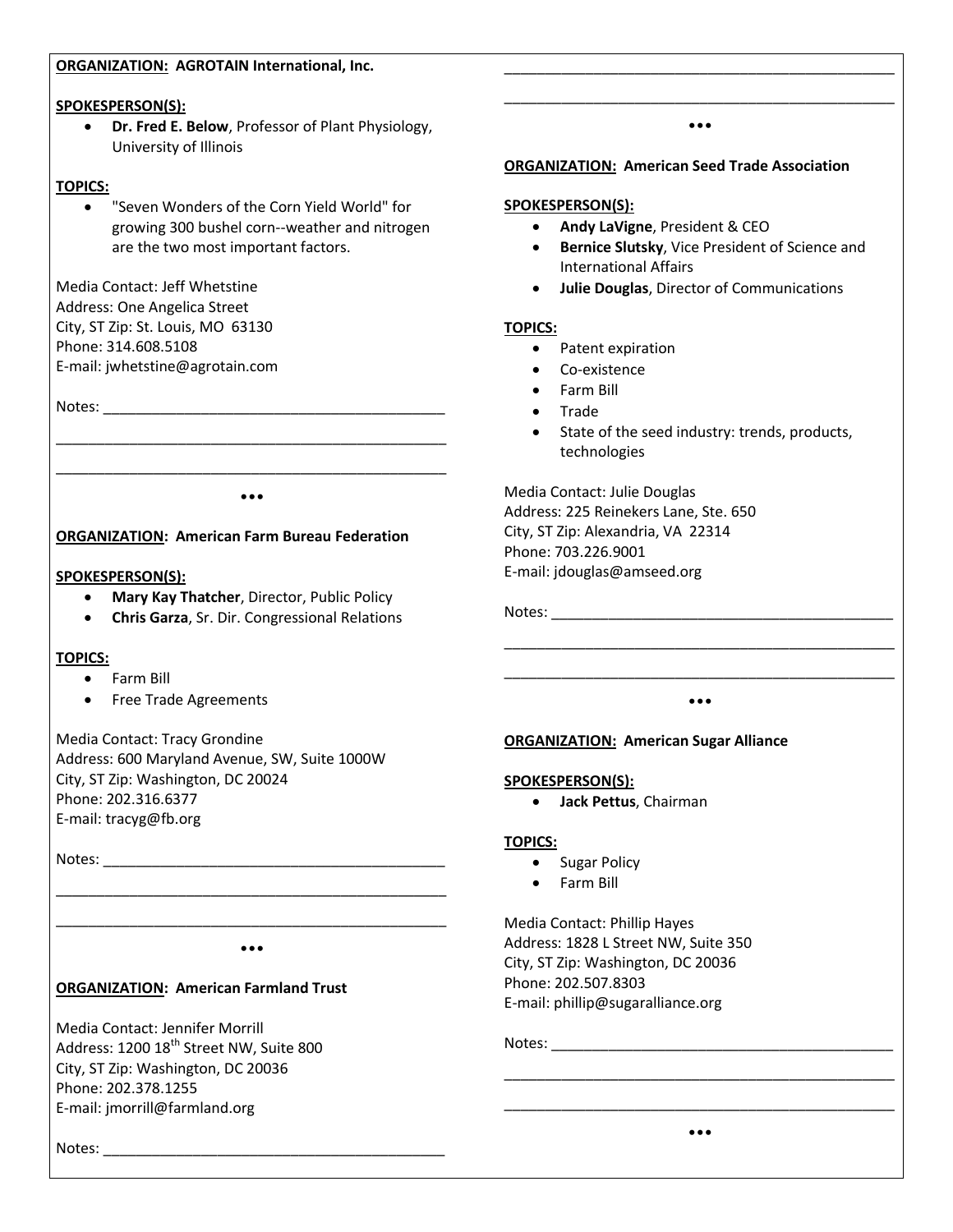**ORGANIZATION: AGROTAIN International, Inc.**

**SPOKESPERSON(S):**

- **Dr. Fred E. Below**, Professor of Plant Physiology, University of Illinois

**TOPICS:**

- "Seven Wonders of the Corn Yield World" for growing 300 bushel corn--weather and nitrogen are the two most important factors.

Media Contact: Jeff Whetstine
Address: One Angelica Street
City, ST Zip: St. Louis, MO 63130
Phone: 314.608.5108
E-mail: jwhetstine@agrotain.com

Notes: ___________________________________________

___________________________________________________

___________________________________________________

•••

**ORGANIZATION: American Farm Bureau Federation**

**SPOKESPERSON(S):**

- **Mary Kay Thatcher**, Director, Public Policy
- **Chris Garza**, Sr. Dir. Congressional Relations

**TOPICS:**

- Farm Bill
- Free Trade Agreements

Media Contact: Tracy Grondine
Address: 600 Maryland Avenue, SW, Suite 1000W
City, ST Zip: Washington, DC 20024
Phone: 202.316.6377
E-mail: tracyg@fb.org

Notes: ___________________________________________

___________________________________________________

___________________________________________________

•••

**ORGANIZATION: American Farmland Trust**

Media Contact: Jennifer Morrill
Address: 1200 18th Street NW, Suite 800
City, ST Zip: Washington, DC 20036
Phone: 202.378.1255
E-mail: jmorrill@farmland.org

Notes: ___________________________________________

___________________________________________________

___________________________________________________

•••

**ORGANIZATION: American Seed Trade Association**

**SPOKESPERSON(S):**

- **Andy LaVigne**, President & CEO
- **Bernice Slutsky**, Vice President of Science and International Affairs
- **Julie Douglas**, Director of Communications

**TOPICS:**

- Patent expiration
- Co-existence
- Farm Bill
- Trade
- State of the seed industry: trends, products, technologies

Media Contact: Julie Douglas
Address: 225 Reinekers Lane, Ste. 650
City, ST Zip: Alexandria, VA 22314
Phone: 703.226.9001
E-mail: jdouglas@amseed.org

Notes: ___________________________________________

___________________________________________________

___________________________________________________

•••

**ORGANIZATION: American Sugar Alliance**

**SPOKESPERSON(S):**

- **Jack Pettus**, Chairman

**TOPICS:**

- Sugar Policy
- Farm Bill

Media Contact: Phillip Hayes
Address: 1828 L Street NW, Suite 350
City, ST Zip: Washington, DC 20036
Phone: 202.507.8303
E-mail: phillip@sugaralliance.org

Notes: ___________________________________________

___________________________________________________

___________________________________________________

•••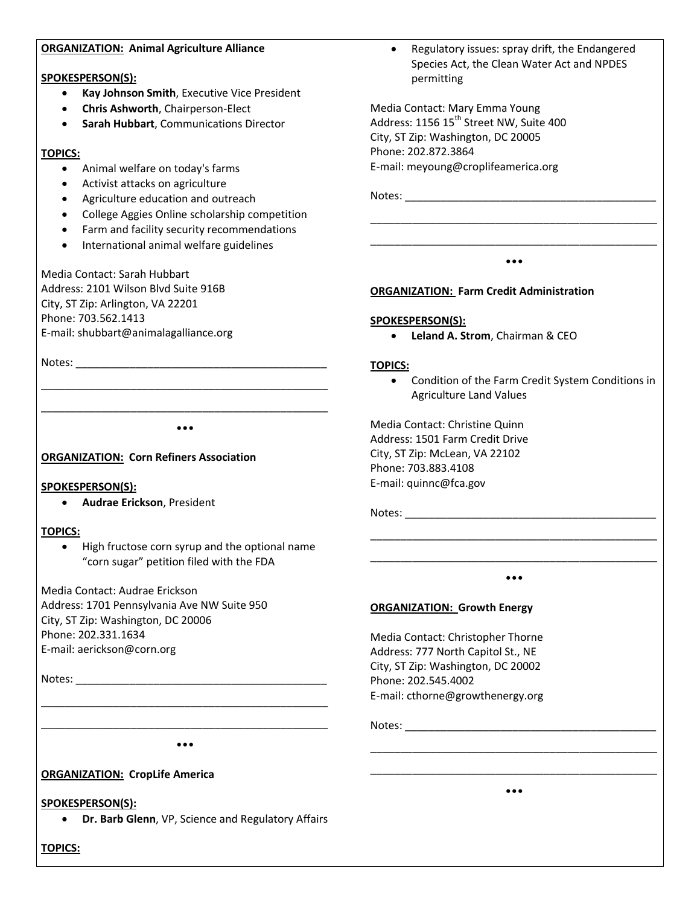**ORGANIZATION: Animal Agriculture Alliance**

**SPOKESPERSON(S):**

- **Kay Johnson Smith**, Executive Vice President
- **Chris Ashworth**, Chairperson-Elect
- **Sarah Hubbart**, Communications Director

**TOPICS:**

- Animal welfare on today's farms
- Activist attacks on agriculture
- Agriculture education and outreach
- College Aggies Online scholarship competition
- Farm and facility security recommendations
- International animal welfare guidelines

Media Contact: Sarah Hubbart
Address: 2101 Wilson Blvd Suite 916B
City, ST Zip: Arlington, VA 22201
Phone: 703.562.1413
E-mail: shubbart@animalagalliance.org

Notes: ___________________________________________

___________________________________________________

___________________________________________________

•••

**ORGANIZATION: Corn Refiners Association**

**SPOKESPERSON(S):**

- **Audrae Erickson**, President

**TOPICS:**

- High fructose corn syrup and the optional name "corn sugar" petition filed with the FDA

Media Contact: Audrae Erickson
Address: 1701 Pennsylvania Ave NW Suite 950
City, ST Zip: Washington, DC 20006
Phone: 202.331.1634
E-mail: aerickson@corn.org

Notes: ___________________________________________

___________________________________________________

___________________________________________________

•••

**ORGANIZATION: CropLife America**

**SPOKESPERSON(S):**

- **Dr. Barb Glenn**, VP, Science and Regulatory Affairs

**TOPICS:**

- Regulatory issues: spray drift, the Endangered Species Act, the Clean Water Act and NPDES permitting

Media Contact: Mary Emma Young
Address: 1156 15th Street NW, Suite 400
City, ST Zip: Washington, DC 20005
Phone: 202.872.3864
E-mail: meyoung@croplifeamerica.org

Notes: ___________________________________________

___________________________________________________

___________________________________________________

•••

**ORGANIZATION: Farm Credit Administration**

**SPOKESPERSON(S):**

- **Leland A. Strom**, Chairman & CEO

**TOPICS:**

- Condition of the Farm Credit System Conditions in Agriculture Land Values

Media Contact: Christine Quinn
Address: 1501 Farm Credit Drive
City, ST Zip: McLean, VA 22102
Phone: 703.883.4108
E-mail: quinnc@fca.gov

Notes: ___________________________________________

___________________________________________________

___________________________________________________

•••

**ORGANIZATION: Growth Energy**

Media Contact: Christopher Thorne
Address: 777 North Capitol St., NE
City, ST Zip: Washington, DC 20002
Phone: 202.545.4002
E-mail: cthorne@growthenergy.org

Notes: ___________________________________________

___________________________________________________

___________________________________________________

•••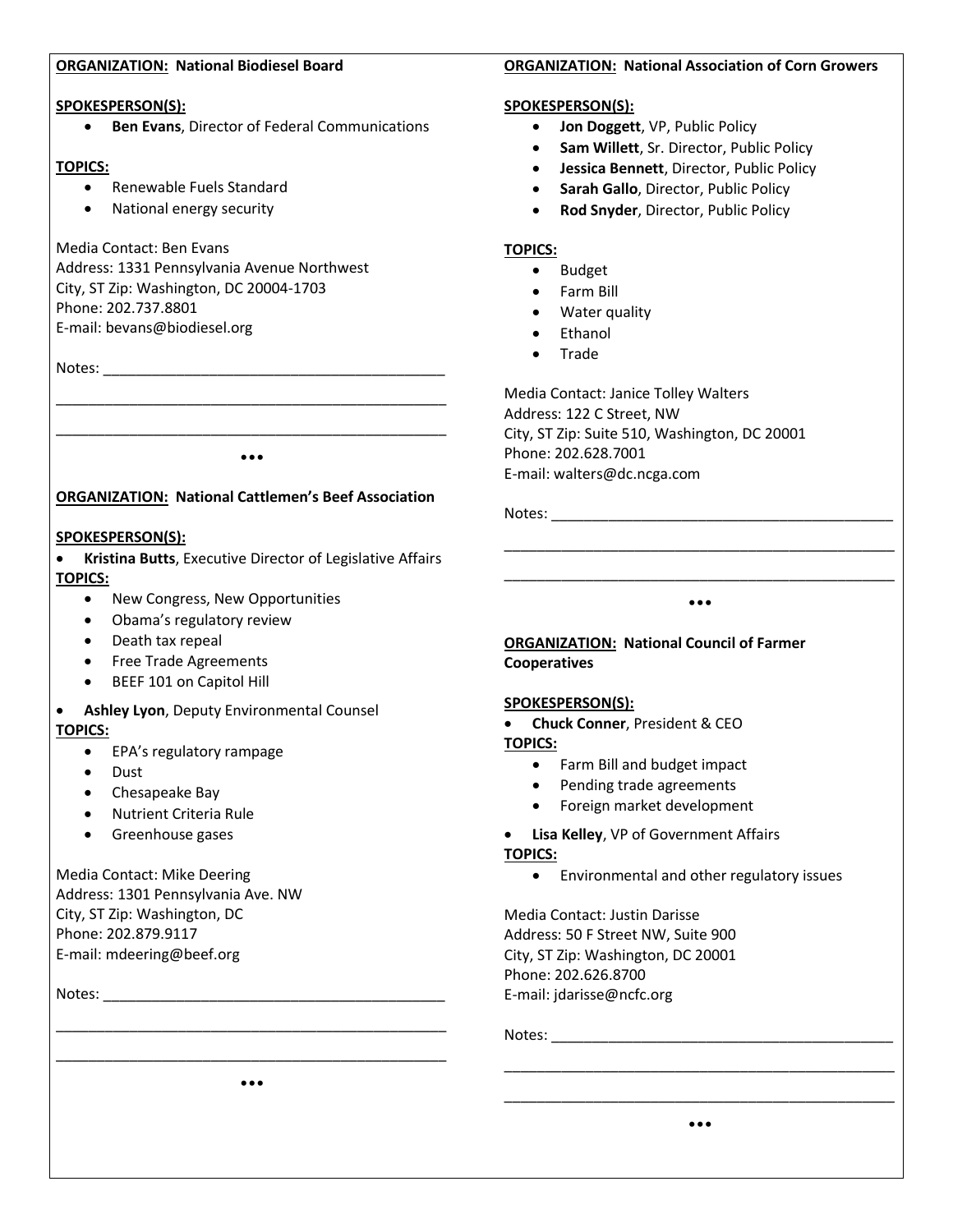**ORGANIZATION: National Biodiesel Board**

**SPOKESPERSON(S):**

- **Ben Evans**, Director of Federal Communications

**TOPICS:**

- Renewable Fuels Standard
- National energy security

Media Contact: Ben Evans
Address: 1331 Pennsylvania Avenue Northwest
City, ST Zip: Washington, DC 20004-1703
Phone: 202.737.8801
E-mail: bevans@biodiesel.org

Notes: ___________________________________________

___________________________________________________

___________________________________________________

•••

**ORGANIZATION: National Cattlemen's Beef Association**

**SPOKESPERSON(S):**

- **Kristina Butts**, Executive Director of Legislative Affairs

**TOPICS:**

- New Congress, New Opportunities
- Obama's regulatory review
- Death tax repeal
- Free Trade Agreements
- BEEF 101 on Capitol Hill

- **Ashley Lyon**, Deputy Environmental Counsel

**TOPICS:**

- EPA's regulatory rampage
- Dust
- Chesapeake Bay
- Nutrient Criteria Rule
- Greenhouse gases

Media Contact: Mike Deering
Address: 1301 Pennsylvania Ave. NW
City, ST Zip: Washington, DC
Phone: 202.879.9117
E-mail: mdeering@beef.org

Notes: ___________________________________________

___________________________________________________

___________________________________________________

•••

**ORGANIZATION: National Association of Corn Growers**

**SPOKESPERSON(S):**

- **Jon Doggett**, VP, Public Policy
- **Sam Willett**, Sr. Director, Public Policy
- **Jessica Bennett**, Director, Public Policy
- **Sarah Gallo**, Director, Public Policy
- **Rod Snyder**, Director, Public Policy

**TOPICS:**

- Budget
- Farm Bill
- Water quality
- Ethanol
- Trade

Media Contact: Janice Tolley Walters
Address: 122 C Street, NW
City, ST Zip: Suite 510, Washington, DC 20001
Phone: 202.628.7001
E-mail: walters@dc.ncga.com

Notes: ___________________________________________

___________________________________________________

___________________________________________________

•••

**ORGANIZATION: National Council of Farmer Cooperatives**

**SPOKESPERSON(S):**

- **Chuck Conner**, President & CEO

**TOPICS:**

- Farm Bill and budget impact
- Pending trade agreements
- Foreign market development

- **Lisa Kelley**, VP of Government Affairs

**TOPICS:**

- Environmental and other regulatory issues

Media Contact: Justin Darisse
Address: 50 F Street NW, Suite 900
City, ST Zip: Washington, DC 20001
Phone: 202.626.8700
E-mail: jdarisse@ncfc.org

Notes: ___________________________________________

___________________________________________________

___________________________________________________

•••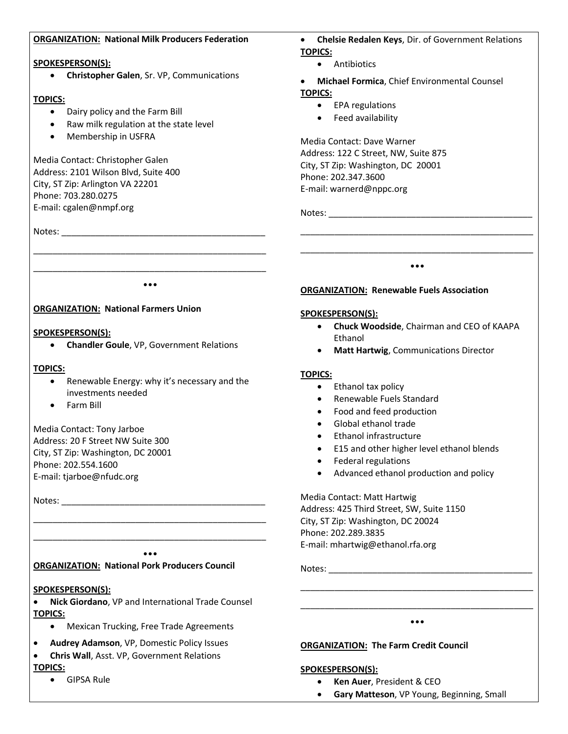**ORGANIZATION: National Milk Producers Federation**

**SPOKESPERSON(S):**

- **Christopher Galen**, Sr. VP, Communications

**TOPICS:**

- Dairy policy and the Farm Bill
- Raw milk regulation at the state level
- Membership in USFRA

Media Contact: Christopher Galen
Address: 2101 Wilson Blvd, Suite 400
City, ST Zip: Arlington VA 22201
Phone: 703.280.0275
E-mail: cgalen@nmpf.org

Notes: ___________________________________________

___________________________________________________

___________________________________________________

•••

**ORGANIZATION: National Farmers Union**

**SPOKESPERSON(S):**

- **Chandler Goule**, VP, Government Relations

**TOPICS:**

- Renewable Energy: why it's necessary and the investments needed
- Farm Bill

Media Contact: Tony Jarboe
Address: 20 F Street NW Suite 300
City, ST Zip: Washington, DC 20001
Phone: 202.554.1600
E-mail: tjarboe@nfudc.org

Notes: ___________________________________________

___________________________________________________

___________________________________________________

•••

**ORGANIZATION: National Pork Producers Council**

**SPOKESPERSON(S):**

- **Nick Giordano**, VP and International Trade Counsel

**TOPICS:**

- Mexican Trucking, Free Trade Agreements

- **Audrey Adamson**, VP, Domestic Policy Issues
- **Chris Wall**, Asst. VP, Government Relations

**TOPICS:**

- GIPSA Rule

- **Chelsie Redalen Keys**, Dir. of Government Relations

**TOPICS:**

- Antibiotics

- **Michael Formica**, Chief Environmental Counsel

**TOPICS:**

- EPA regulations
- Feed availability

Media Contact: Dave Warner
Address: 122 C Street, NW, Suite 875
City, ST Zip: Washington, DC 20001
Phone: 202.347.3600
E-mail: warnerd@nppc.org

Notes: ___________________________________________

___________________________________________________

___________________________________________________

•••

**ORGANIZATION: Renewable Fuels Association**

**SPOKESPERSON(S):**

- **Chuck Woodside**, Chairman and CEO of KAAPA Ethanol
- **Matt Hartwig**, Communications Director

**TOPICS:**

- Ethanol tax policy
- Renewable Fuels Standard
- Food and feed production
- Global ethanol trade
- Ethanol infrastructure
- E15 and other higher level ethanol blends
- Federal regulations
- Advanced ethanol production and policy

Media Contact: Matt Hartwig
Address: 425 Third Street, SW, Suite 1150
City, ST Zip: Washington, DC 20024
Phone: 202.289.3835
E-mail: mhartwig@ethanol.rfa.org

Notes: ___________________________________________

___________________________________________________

___________________________________________________

•••

**ORGANIZATION: The Farm Credit Council**

**SPOKESPERSON(S):**

- **Ken Auer**, President & CEO
- **Gary Matteson**, VP Young, Beginning, Small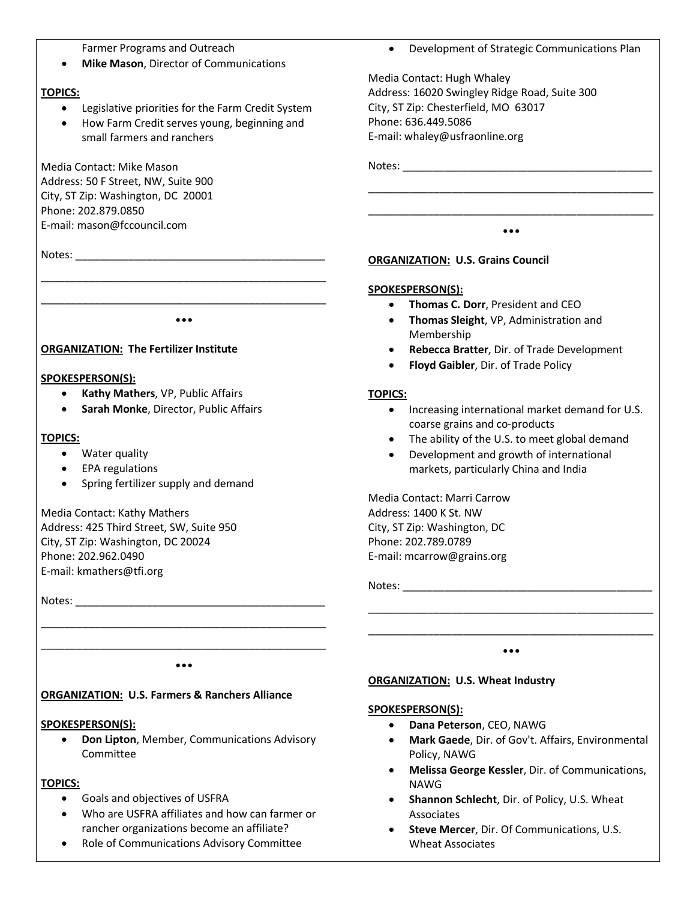Farmer Programs and Outreach

- **Mike Mason**, Director of Communications

**TOPICS:**

- Legislative priorities for the Farm Credit System
- How Farm Credit serves young, beginning and small farmers and ranchers

Media Contact: Mike Mason
Address: 50 F Street, NW, Suite 900
City, ST Zip: Washington, DC 20001
Phone: 202.879.0850
E-mail: mason@fccouncil.com

Notes: ___________________________________________

___________________________________________________

___________________________________________________

•••

**ORGANIZATION: The Fertilizer Institute**

**SPOKESPERSON(S):**

- **Kathy Mathers**, VP, Public Affairs
- **Sarah Monke**, Director, Public Affairs

**TOPICS:**

- Water quality
- EPA regulations
- Spring fertilizer supply and demand

Media Contact: Kathy Mathers
Address: 425 Third Street, SW, Suite 950
City, ST Zip: Washington, DC 20024
Phone: 202.962.0490
E-mail: kmathers@tfi.org

Notes: ___________________________________________

___________________________________________________

___________________________________________________

•••

**ORGANIZATION: U.S. Farmers & Ranchers Alliance**

**SPOKESPERSON(S):**

- **Don Lipton**, Member, Communications Advisory Committee

**TOPICS:**

- Goals and objectives of USFRA
- Who are USFRA affiliates and how can farmer or rancher organizations become an affiliate?
- Role of Communications Advisory Committee
- Development of Strategic Communications Plan

Media Contact: Hugh Whaley
Address: 16020 Swingley Ridge Road, Suite 300
City, ST Zip: Chesterfield, MO 63017
Phone: 636.449.5086
E-mail: whaley@usfraonline.org

Notes: ___________________________________________

___________________________________________________

___________________________________________________

•••

**ORGANIZATION: U.S. Grains Council**

**SPOKESPERSON(S):**

- **Thomas C. Dorr**, President and CEO
- **Thomas Sleight**, VP, Administration and Membership
- **Rebecca Bratter**, Dir. of Trade Development
- **Floyd Gaibler**, Dir. of Trade Policy

**TOPICS:**

- Increasing international market demand for U.S. coarse grains and co-products
- The ability of the U.S. to meet global demand
- Development and growth of international markets, particularly China and India

Media Contact: Marri Carrow
Address: 1400 K St. NW
City, ST Zip: Washington, DC
Phone: 202.789.0789
E-mail: mcarrow@grains.org

Notes: ___________________________________________

___________________________________________________

___________________________________________________

•••

**ORGANIZATION: U.S. Wheat Industry**

**SPOKESPERSON(S):**

- **Dana Peterson**, CEO, NAWG
- **Mark Gaede**, Dir. of Gov't. Affairs, Environmental Policy, NAWG
- **Melissa George Kessler**, Dir. of Communications, NAWG
- **Shannon Schlecht**, Dir. of Policy, U.S. Wheat Associates
- **Steve Mercer**, Dir. Of Communications, U.S. Wheat Associates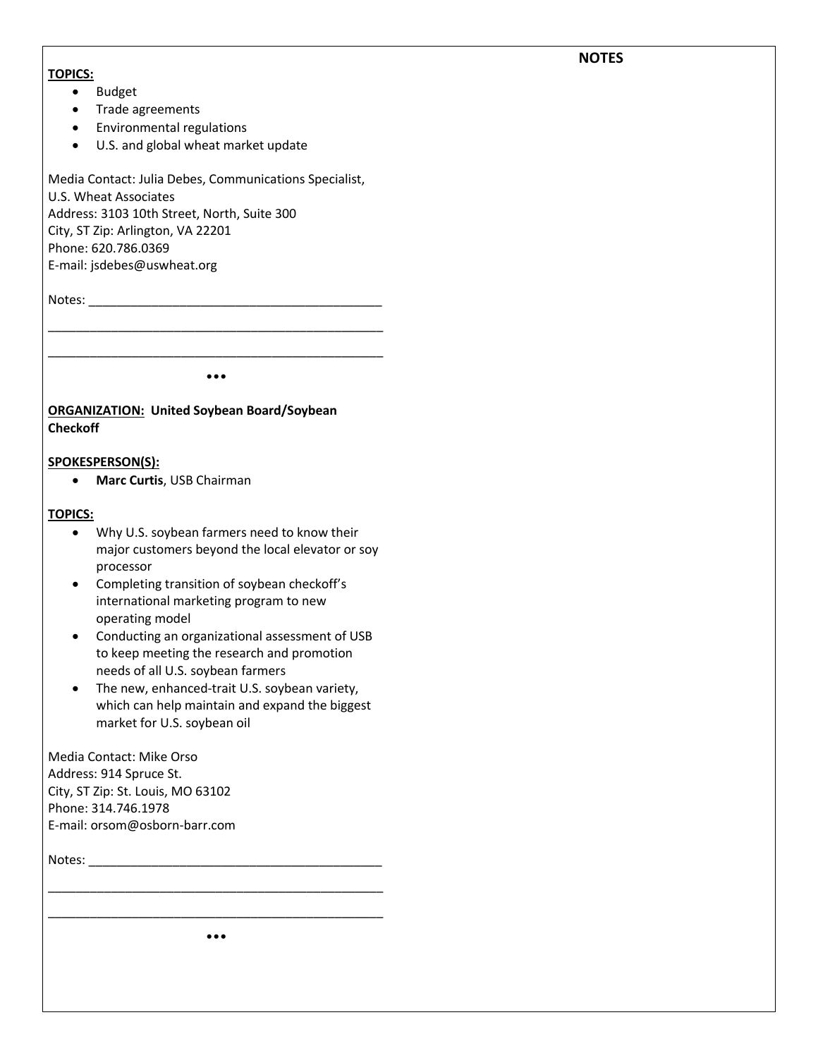**NOTES**

**TOPICS:**

- Budget
- Trade agreements
- Environmental regulations
- U.S. and global wheat market update

Media Contact: Julia Debes, Communications Specialist, U.S. Wheat Associates
Address: 3103 10th Street, North, Suite 300
City, ST Zip: Arlington, VA 22201
Phone: 620.786.0369
E-mail: jsdebes@uswheat.org

Notes: ___________________________________________

___________________________________________________

___________________________________________________

•••

**ORGANIZATION: United Soybean Board/Soybean Checkoff**

**SPOKESPERSON(S):**

- **Marc Curtis**, USB Chairman

**TOPICS:**

- Why U.S. soybean farmers need to know their major customers beyond the local elevator or soy processor
- Completing transition of soybean checkoff's international marketing program to new operating model
- Conducting an organizational assessment of USB to keep meeting the research and promotion needs of all U.S. soybean farmers
- The new, enhanced-trait U.S. soybean variety, which can help maintain and expand the biggest market for U.S. soybean oil

Media Contact: Mike Orso
Address: 914 Spruce St.
City, ST Zip: St. Louis, MO 63102
Phone: 314.746.1978
E-mail: orsom@osborn-barr.com

Notes: ___________________________________________

___________________________________________________

___________________________________________________

•••